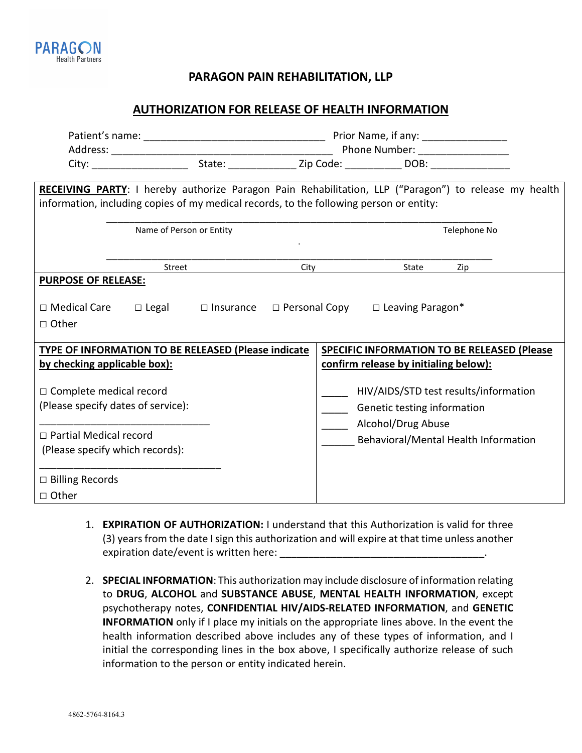PARAGON Health Partners

## PARAGON PAIN REHABILITATION, LLP

## AUTHORIZATION FOR RELEASE OF HEALTH INFORMATION

Patient's name: ________________________________ Prior Name, if any: _______________

Address: ________________________________________ Phone Number: ________________

City: _________________ State: ____________ Zip Code: __________ DOB: ______________

**RECEIVING PARTY**: I hereby authorize Paragon Pain Rehabilitation, LLP ("Paragon") to release my health information, including copies of my medical records, to the following person or entity:

______________________________________________________________________

Name of Person or Entity Telephone No

______________________________________________________________________

Street City State Zip

**PURPOSE OF RELEASE:**

□ Medical Care □ Legal □ Insurance □ Personal Copy □ Leaving Paragon*

□ Other

| TYPE OF INFORMATION TO BE RELEASED (Please indicate by checking applicable box): | SPECIFIC INFORMATION TO BE RELEASED (Please confirm release by initialing below): |
|---|---|
| □ Complete medical record<br>(Please specify dates of service):<br>______________________________<br>□ Partial Medical record<br>(Please specify which records):<br>______________________________<br>□ Billing Records<br>□ Other | _____ HIV/AIDS/STD test results/information<br>_____ Genetic testing information<br>_____ Alcohol/Drug Abuse<br>______ Behavioral/Mental Health Information |

1. **EXPIRATION OF AUTHORIZATION:** I understand that this Authorization is valid for three (3) years from the date I sign this authorization and will expire at that time unless another expiration date/event is written here: ____________________________________.

2. **SPECIAL INFORMATION**: This authorization may include disclosure of information relating to **DRUG**, **ALCOHOL** and **SUBSTANCE ABUSE**, **MENTAL HEALTH INFORMATION**, except psychotherapy notes, **CONFIDENTIAL HIV/AIDS-RELATED INFORMATION**, and **GENETIC INFORMATION** only if I place my initials on the appropriate lines above. In the event the health information described above includes any of these types of information, and I initial the corresponding lines in the box above, I specifically authorize release of such information to the person or entity indicated herein.

4862-5764-8164.3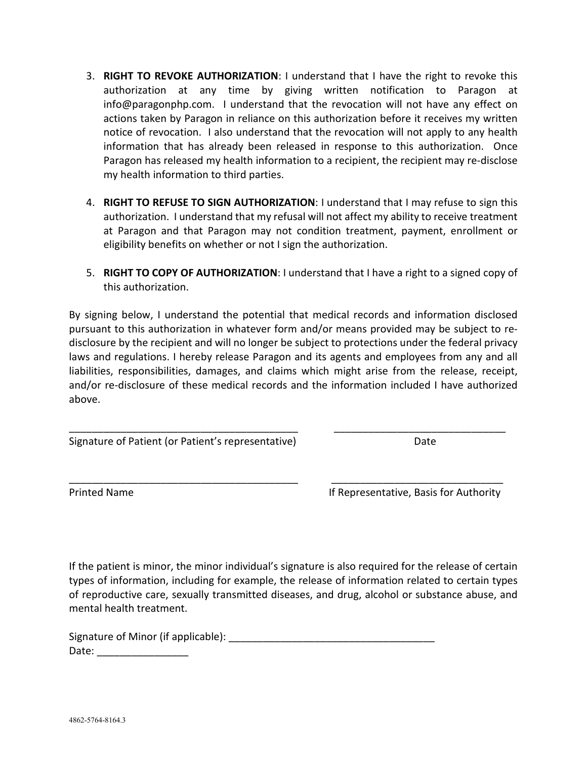3. **RIGHT TO REVOKE AUTHORIZATION**: I understand that I have the right to revoke this authorization at any time by giving written notification to Paragon at info@paragonphp.com. I understand that the revocation will not have any effect on actions taken by Paragon in reliance on this authorization before it receives my written notice of revocation. I also understand that the revocation will not apply to any health information that has already been released in response to this authorization. Once Paragon has released my health information to a recipient, the recipient may re-disclose my health information to third parties.

4. **RIGHT TO REFUSE TO SIGN AUTHORIZATION**: I understand that I may refuse to sign this authorization. I understand that my refusal will not affect my ability to receive treatment at Paragon and that Paragon may not condition treatment, payment, enrollment or eligibility benefits on whether or not I sign the authorization.

5. **RIGHT TO COPY OF AUTHORIZATION**: I understand that I have a right to a signed copy of this authorization.

By signing below, I understand the potential that medical records and information disclosed pursuant to this authorization in whatever form and/or means provided may be subject to re-disclosure by the recipient and will no longer be subject to protections under the federal privacy laws and regulations. I hereby release Paragon and its agents and employees from any and all liabilities, responsibilities, damages, and claims which might arise from the release, receipt, and/or re-disclosure of these medical records and the information included I have authorized above.

_________________________________________ ______________________________
Signature of Patient (or Patient's representative) Date

_________________________________________ ______________________________
Printed Name If Representative, Basis for Authority

If the patient is minor, the minor individual's signature is also required for the release of certain types of information, including for example, the release of information related to certain types of reproductive care, sexually transmitted diseases, and drug, alcohol or substance abuse, and mental health treatment.

Signature of Minor (if applicable): ____________________________________
Date: ________________

4862-5764-8164.3